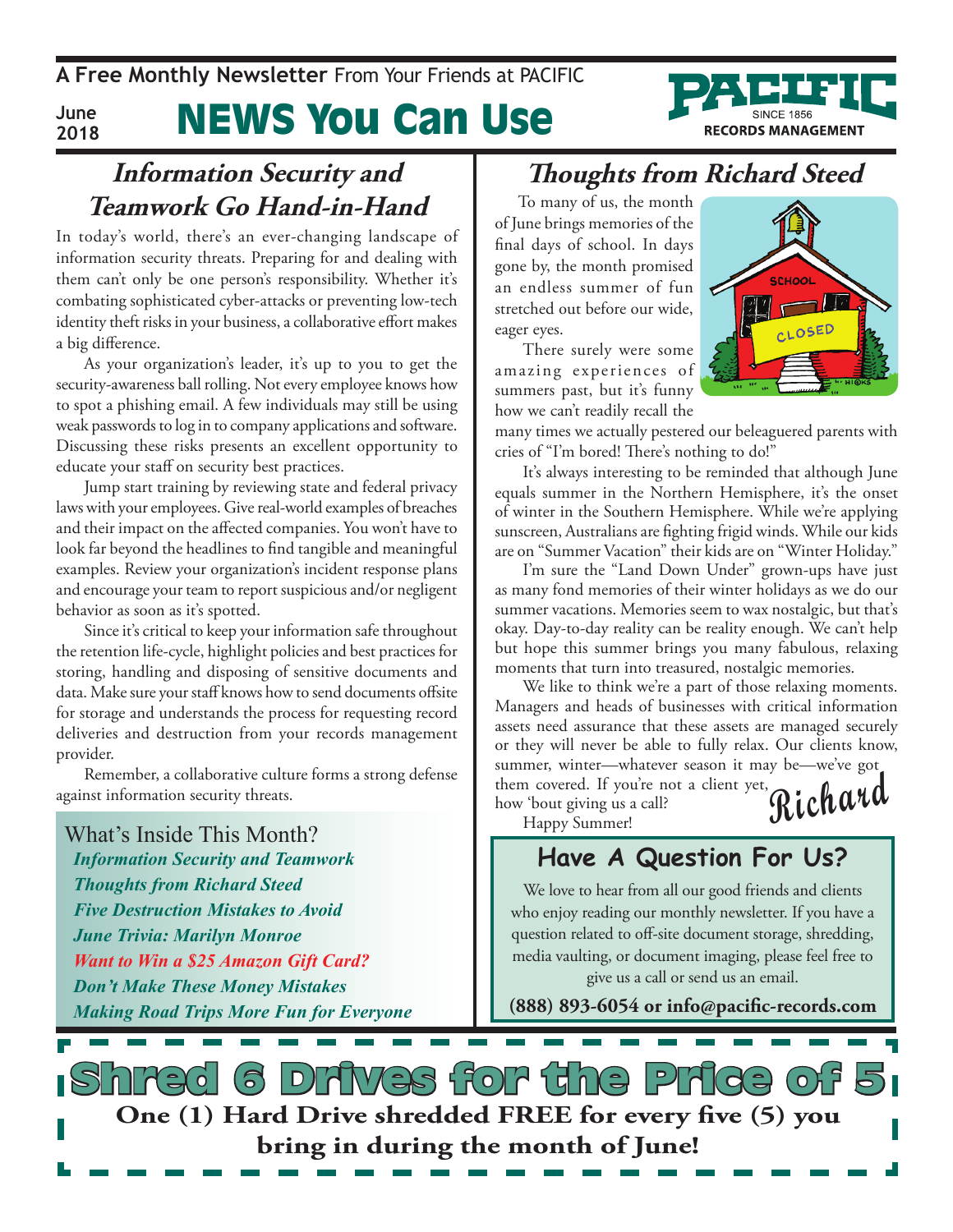A Free Monthly Newsletter From Your Friends at PACIFIC

June 2018

# NEWS You Can Use

PACIFIC SINCE 1856 RECORDS MANAGEMENT

## Information Security and Teamwork Go Hand-in-Hand

In today's world, there's an ever-changing landscape of information security threats. Preparing for and dealing with them can't only be one person's responsibility. Whether it's combating sophisticated cyber-attacks or preventing low-tech identity theft risks in your business, a collaborative effort makes a big difference.

As your organization's leader, it's up to you to get the security-awareness ball rolling. Not every employee knows how to spot a phishing email. A few individuals may still be using weak passwords to log in to company applications and software. Discussing these risks presents an excellent opportunity to educate your staff on security best practices.

Jump start training by reviewing state and federal privacy laws with your employees. Give real-world examples of breaches and their impact on the affected companies. You won't have to look far beyond the headlines to find tangible and meaningful examples. Review your organization's incident response plans and encourage your team to report suspicious and/or negligent behavior as soon as it's spotted.

Since it's critical to keep your information safe throughout the retention life-cycle, highlight policies and best practices for storing, handling and disposing of sensitive documents and data. Make sure your staff knows how to send documents offsite for storage and understands the process for requesting record deliveries and destruction from your records management provider.

Remember, a collaborative culture forms a strong defense against information security threats.

### What's Inside This Month?

- *Information Security and Teamwork*
- *Thoughts from Richard Steed*
- *Five Destruction Mistakes to Avoid*
- *June Trivia: Marilyn Monroe*
- *Want to Win a $25 Amazon Gift Card?*
- *Don't Make These Money Mistakes*
- *Making Road Trips More Fun for Everyone*

## Thoughts from Richard Steed

To many of us, the month of June brings memories of the final days of school. In days gone by, the month promised an endless summer of fun stretched out before our wide, eager eyes.

There surely were some amazing experiences of summers past, but it's funny how we can't readily recall the many times we actually pestered our beleaguered parents with cries of "I'm bored! There's nothing to do!"

It's always interesting to be reminded that although June equals summer in the Northern Hemisphere, it's the onset of winter in the Southern Hemisphere. While we're applying sunscreen, Australians are fighting frigid winds. While our kids are on "Summer Vacation" their kids are on "Winter Holiday."

I'm sure the "Land Down Under" grown-ups have just as many fond memories of their winter holidays as we do our summer vacations. Memories seem to wax nostalgic, but that's okay. Day-to-day reality can be reality enough. We can't help but hope this summer brings you many fabulous, relaxing moments that turn into treasured, nostalgic memories.

We like to think we're a part of those relaxing moments. Managers and heads of businesses with critical information assets need assurance that these assets are managed securely or they will never be able to fully relax. Our clients know, summer, winter—whatever season it may be—we've got them covered. If you're not a client yet, how 'bout giving us a call?

Happy Summer!

Richard

## Have A Question For Us?

We love to hear from all our good friends and clients who enjoy reading our monthly newsletter. If you have a question related to off-site document storage, shredding, media vaulting, or document imaging, please feel free to give us a call or send us an email.

**(888) 893-6054 or info@pacific-records.com**

## Shred 6 Drives for the Price of 5

**One (1) Hard Drive shredded FREE for every five (5) you bring in during the month of June!**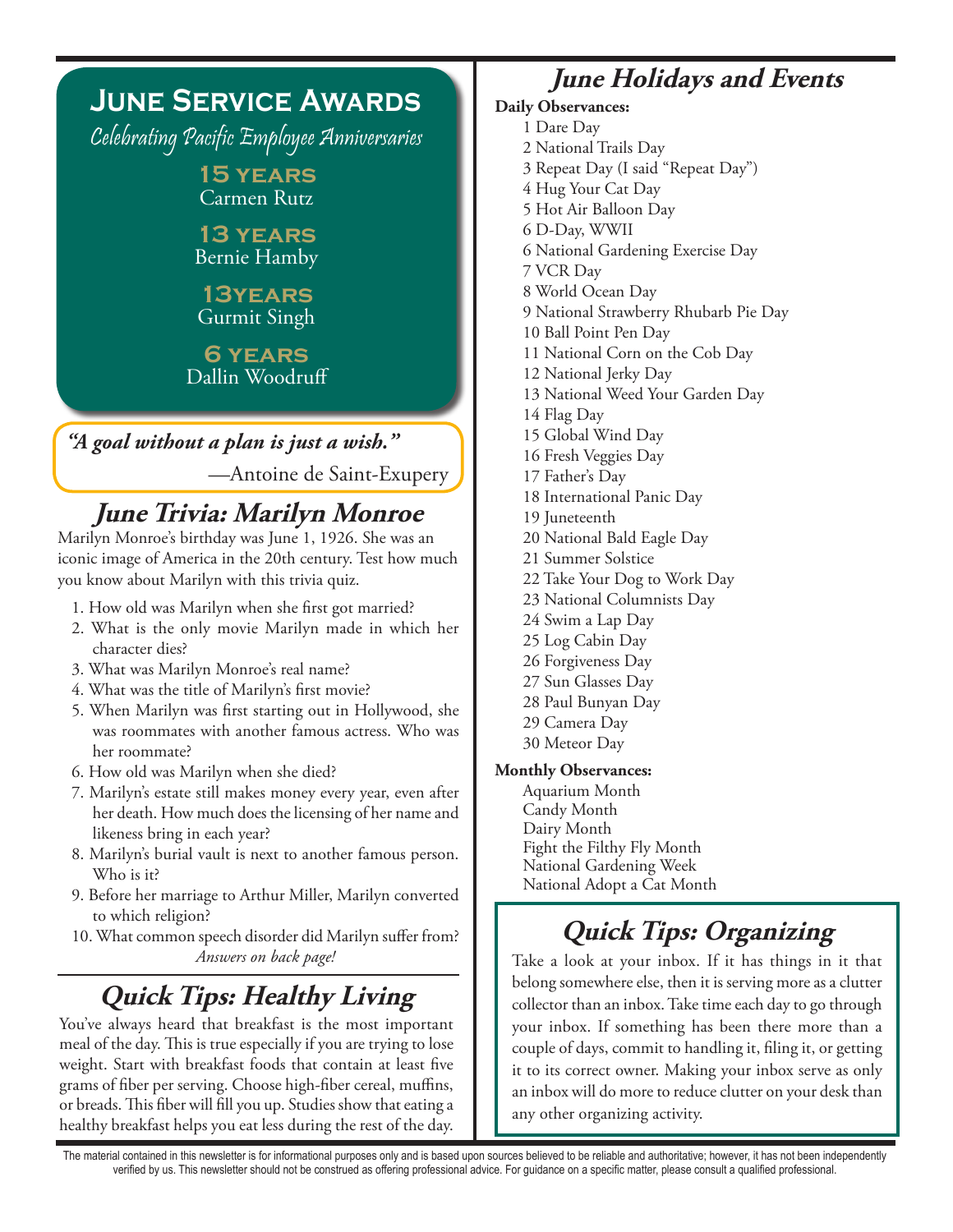## June Service Awards

*Celebrating Pacific Employee Anniversaries*

**15 years**
Carmen Rutz

**13 years**
Bernie Hamby

**13years**
Gurmit Singh

**6 years**
Dallin Woodruff

***"A goal without a plan is just a wish."***

—Antoine de Saint-Exupery

## June Trivia: Marilyn Monroe

Marilyn Monroe's birthday was June 1, 1926. She was an iconic image of America in the 20th century. Test how much you know about Marilyn with this trivia quiz.

1. How old was Marilyn when she first got married?
2. What is the only movie Marilyn made in which her character dies?
3. What was Marilyn Monroe's real name?
4. What was the title of Marilyn's first movie?
5. When Marilyn was first starting out in Hollywood, she was roommates with another famous actress. Who was her roommate?
6. How old was Marilyn when she died?
7. Marilyn's estate still makes money every year, even after her death. How much does the licensing of her name and likeness bring in each year?
8. Marilyn's burial vault is next to another famous person. Who is it?
9. Before her marriage to Arthur Miller, Marilyn converted to which religion?
10. What common speech disorder did Marilyn suffer from?

*Answers on back page!*

## Quick Tips: Healthy Living

You've always heard that breakfast is the most important meal of the day. This is true especially if you are trying to lose weight. Start with breakfast foods that contain at least five grams of fiber per serving. Choose high-fiber cereal, muffins, or breads. This fiber will fill you up. Studies show that eating a healthy breakfast helps you eat less during the rest of the day.

## June Holidays and Events

**Daily Observances:**

1 Dare Day
2 National Trails Day
3 Repeat Day (I said "Repeat Day")
4 Hug Your Cat Day
5 Hot Air Balloon Day
6 D-Day, WWII
6 National Gardening Exercise Day
7 VCR Day
8 World Ocean Day
9 National Strawberry Rhubarb Pie Day
10 Ball Point Pen Day
11 National Corn on the Cob Day
12 National Jerky Day
13 National Weed Your Garden Day
14 Flag Day
15 Global Wind Day
16 Fresh Veggies Day
17 Father's Day
18 International Panic Day
19 Juneteenth
20 National Bald Eagle Day
21 Summer Solstice
22 Take Your Dog to Work Day
23 National Columnists Day
24 Swim a Lap Day
25 Log Cabin Day
26 Forgiveness Day
27 Sun Glasses Day
28 Paul Bunyan Day
29 Camera Day
30 Meteor Day

**Monthly Observances:**

Aquarium Month
Candy Month
Dairy Month
Fight the Filthy Fly Month
National Gardening Week
National Adopt a Cat Month

## Quick Tips: Organizing

Take a look at your inbox. If it has things in it that belong somewhere else, then it is serving more as a clutter collector than an inbox. Take time each day to go through your inbox. If something has been there more than a couple of days, commit to handling it, filing it, or getting it to its correct owner. Making your inbox serve as only an inbox will do more to reduce clutter on your desk than any other organizing activity.

The material contained in this newsletter is for informational purposes only and is based upon sources believed to be reliable and authoritative; however, it has not been independently verified by us. This newsletter should not be construed as offering professional advice. For guidance on a specific matter, please consult a qualified professional.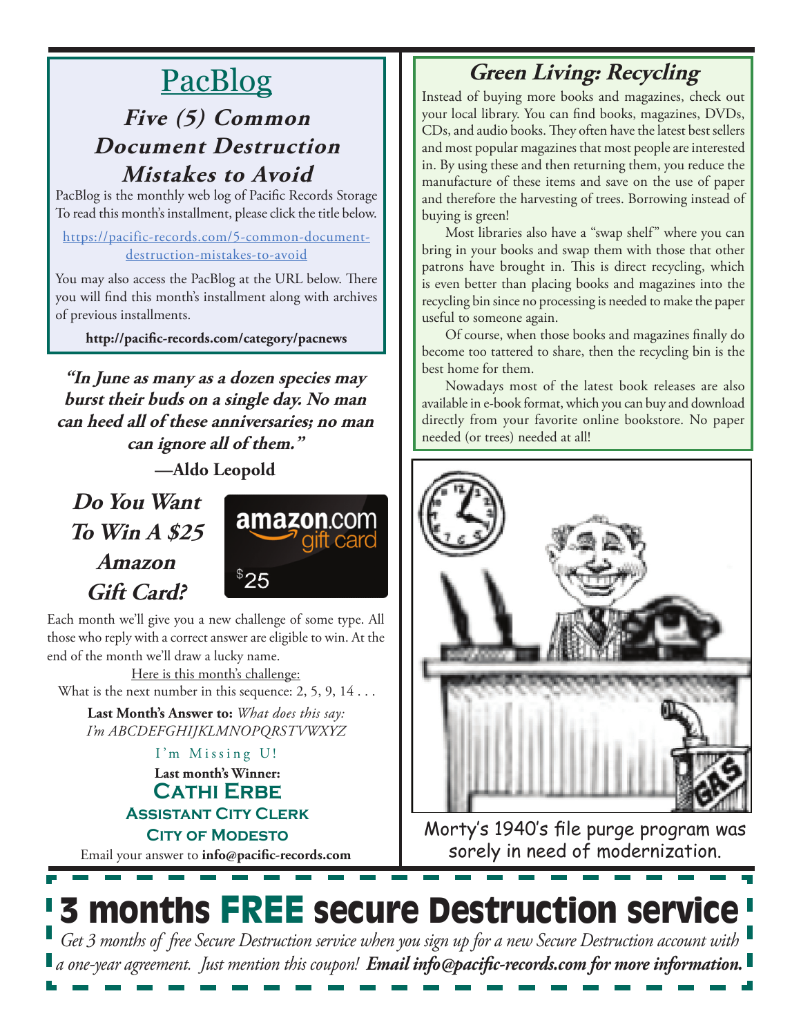# PacBlog

## *Five (5) Common Document Destruction Mistakes to Avoid*

PacBlog is the monthly web log of Pacific Records Storage To read this month's installment, please click the title below.

https://pacific-records.com/5-common-document-destruction-mistakes-to-avoid

You may also access the PacBlog at the URL below. There you will find this month's installment along with archives of previous installments.

**http://pacific-records.com/category/pacnews**

***"In June as many as a dozen species may burst their buds on a single day. No man can heed all of these anniversaries; no man can ignore all of them."***

**—Aldo Leopold**

## *Do You Want To Win A $25 Amazon Gift Card?*

Each month we'll give you a new challenge of some type. All those who reply with a correct answer are eligible to win. At the end of the month we'll draw a lucky name.

Here is this month's challenge:

What is the next number in this sequence: 2, 5, 9, 14 . . .

**Last Month's Answer to:** *What does this say: I'm ABCDEFGHIJKLMNOPQRSTVWXYZ*

I'm Missing U!

**Last month's Winner:**

**Cathi Erbe**
**Assistant City Clerk**
**City of Modesto**

Email your answer to **info@pacific-records.com**

## *Green Living: Recycling*

Instead of buying more books and magazines, check out your local library. You can find books, magazines, DVDs, CDs, and audio books. They often have the latest best sellers and most popular magazines that most people are interested in. By using these and then returning them, you reduce the manufacture of these items and save on the use of paper and therefore the harvesting of trees. Borrowing instead of buying is green!

Most libraries also have a "swap shelf" where you can bring in your books and swap them with those that other patrons have brought in. This is direct recycling, which is even better than placing books and magazines into the recycling bin since no processing is needed to make the paper useful to someone again.

Of course, when those books and magazines finally do become too tattered to share, then the recycling bin is the best home for them.

Nowadays most of the latest book releases are also available in e-book format, which you can buy and download directly from your favorite online bookstore. No paper needed (or trees) needed at all!

Morty's 1940's file purge program was sorely in need of modernization.

# 3 months FREE secure Destruction service

*Get 3 months of free Secure Destruction service when you sign up for a new Secure Destruction account with a one-year agreement. Just mention this coupon!* ***Email info@pacific-records.com for more information.***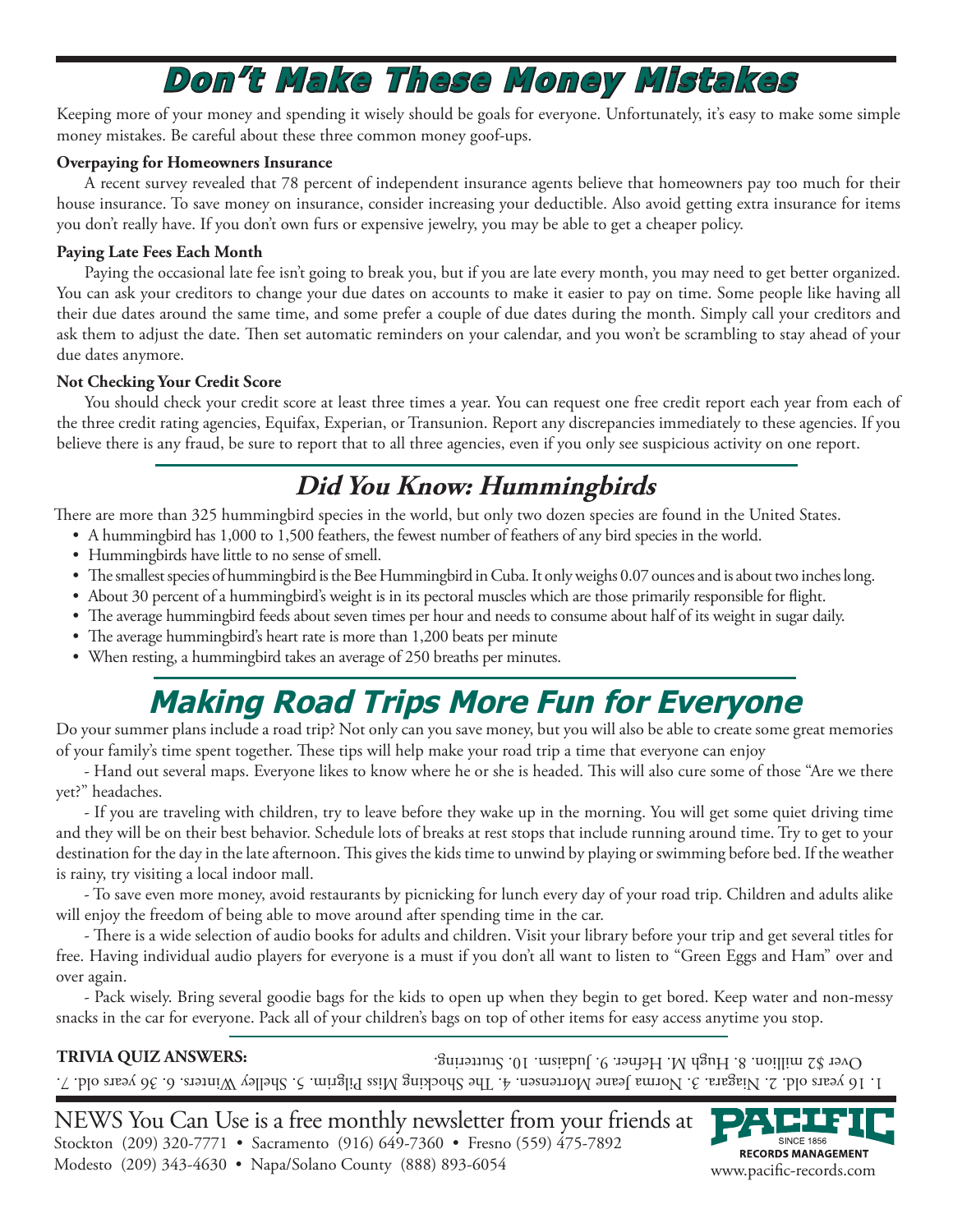# Don't Make These Money Mistakes

Keeping more of your money and spending it wisely should be goals for everyone. Unfortunately, it's easy to make some simple money mistakes. Be careful about these three common money goof-ups.

**Overpaying for Homeowners Insurance**

A recent survey revealed that 78 percent of independent insurance agents believe that homeowners pay too much for their house insurance. To save money on insurance, consider increasing your deductible. Also avoid getting extra insurance for items you don't really have. If you don't own furs or expensive jewelry, you may be able to get a cheaper policy.

**Paying Late Fees Each Month**

Paying the occasional late fee isn't going to break you, but if you are late every month, you may need to get better organized. You can ask your creditors to change your due dates on accounts to make it easier to pay on time. Some people like having all their due dates around the same time, and some prefer a couple of due dates during the month. Simply call your creditors and ask them to adjust the date. Then set automatic reminders on your calendar, and you won't be scrambling to stay ahead of your due dates anymore.

**Not Checking Your Credit Score**

You should check your credit score at least three times a year. You can request one free credit report each year from each of the three credit rating agencies, Equifax, Experian, or Transunion. Report any discrepancies immediately to these agencies. If you believe there is any fraud, be sure to report that to all three agencies, even if you only see suspicious activity on one report.

## *Did You Know: Hummingbirds*

There are more than 325 hummingbird species in the world, but only two dozen species are found in the United States.

- A hummingbird has 1,000 to 1,500 feathers, the fewest number of feathers of any bird species in the world.
- Hummingbirds have little to no sense of smell.
- The smallest species of hummingbird is the Bee Hummingbird in Cuba. It only weighs 0.07 ounces and is about two inches long.
- About 30 percent of a hummingbird's weight is in its pectoral muscles which are those primarily responsible for flight.
- The average hummingbird feeds about seven times per hour and needs to consume about half of its weight in sugar daily.
- The average hummingbird's heart rate is more than 1,200 beats per minute
- When resting, a hummingbird takes an average of 250 breaths per minutes.

# Making Road Trips More Fun for Everyone

Do your summer plans include a road trip? Not only can you save money, but you will also be able to create some great memories of your family's time spent together. These tips will help make your road trip a time that everyone can enjoy

- Hand out several maps. Everyone likes to know where he or she is headed. This will also cure some of those "Are we there yet?" headaches.

- If you are traveling with children, try to leave before they wake up in the morning. You will get some quiet driving time and they will be on their best behavior. Schedule lots of breaks at rest stops that include running around time. Try to get to your destination for the day in the late afternoon. This gives the kids time to unwind by playing or swimming before bed. If the weather is rainy, try visiting a local indoor mall.

- To save even more money, avoid restaurants by picnicking for lunch every day of your road trip. Children and adults alike will enjoy the freedom of being able to move around after spending time in the car.

- There is a wide selection of audio books for adults and children. Visit your library before your trip and get several titles for free. Having individual audio players for everyone is a must if you don't all want to listen to "Green Eggs and Ham" over and over again.

- Pack wisely. Bring several goodie bags for the kids to open up when they begin to get bored. Keep water and non-messy snacks in the car for everyone. Pack all of your children's bags on top of other items for easy access anytime you stop.

**TRIVIA QUIZ ANSWERS:**

1. 16 years old. 2. Niagara. 3. Norma Jeane Mortensen. 4. The Shocking Miss Pilgrim. 5. Shelley Winters. 6. 36 years old. 7. Over $2 million. 8. Hugh M. Hefner. 9. Judaism. 10. Stuttering.

NEWS You Can Use is a free monthly newsletter from your friends at

Stockton (209) 320-7771 • Sacramento (916) 649-7360 • Fresno (559) 475-7892
Modesto (209) 343-4630 • Napa/Solano County (888) 893-6054

PACIFIC
SINCE 1856
RECORDS MANAGEMENT
www.pacific-records.com